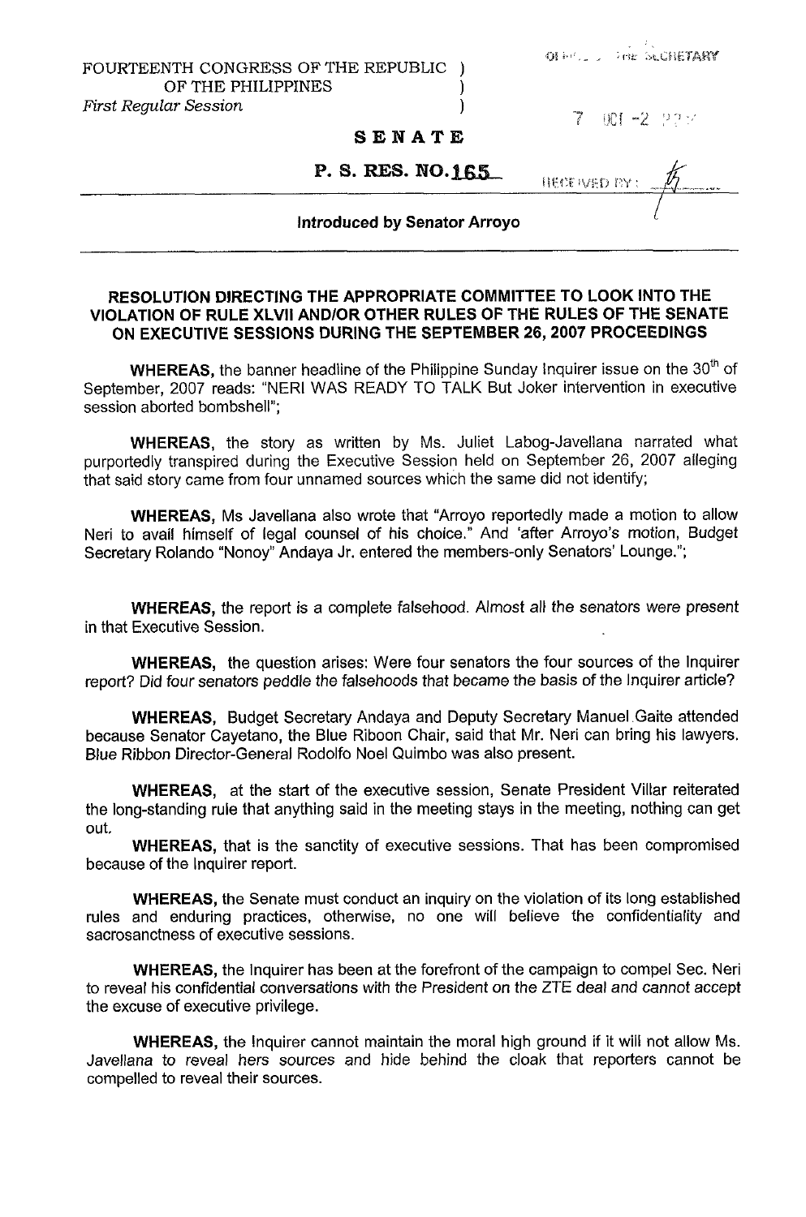FOURTEENTH CONGRESS OF THE REPUBLIC )
OF THE PHILIPPINES )
*First Regular Session* )

OFFICE OF THE SECRETARY

7 OCT -2 P2:

# SENATE

## P. S. RES. NO. 165

RECEIVED BY:

**Introduced by Senator Arroyo**

---

**RESOLUTION DIRECTING THE APPROPRIATE COMMITTEE TO LOOK INTO THE VIOLATION OF RULE XLVII AND/OR OTHER RULES OF THE RULES OF THE SENATE ON EXECUTIVE SESSIONS DURING THE SEPTEMBER 26, 2007 PROCEEDINGS**

**WHEREAS,** the banner headline of the Philippine Sunday Inquirer issue on the 30th of September, 2007 reads: "NERI WAS READY TO TALK But Joker intervention in executive session aborted bombshell";

**WHEREAS,** the story as written by Ms. Juliet Labog-Javellana narrated what purportedly transpired during the Executive Session held on September 26, 2007 alleging that said story came from four unnamed sources which the same did not identify;

**WHEREAS,** Ms Javellana also wrote that "Arroyo reportedly made a motion to allow Neri to avail himself of legal counsel of his choice." And 'after Arroyo's motion, Budget Secretary Rolando "Nonoy" Andaya Jr. entered the members-only Senators' Lounge.";

**WHEREAS,** the report is a complete falsehood. Almost all the senators were present in that Executive Session.

**WHEREAS,** the question arises: Were four senators the four sources of the Inquirer report? Did four senators peddle the falsehoods that became the basis of the Inquirer article?

**WHEREAS,** Budget Secretary Andaya and Deputy Secretary Manuel Gaite attended because Senator Cayetano, the Blue Riboon Chair, said that Mr. Neri can bring his lawyers. Blue Ribbon Director-General Rodolfo Noel Quimbo was also present.

**WHEREAS,** at the start of the executive session, Senate President Villar reiterated the long-standing rule that anything said in the meeting stays in the meeting, nothing can get out.

**WHEREAS,** that is the sanctity of executive sessions. That has been compromised because of the Inquirer report.

**WHEREAS,** the Senate must conduct an inquiry on the violation of its long established rules and enduring practices, otherwise, no one will believe the confidentiality and sacrosanctness of executive sessions.

**WHEREAS,** the Inquirer has been at the forefront of the campaign to compel Sec. Neri to reveal his confidential conversations with the President on the ZTE deal and cannot accept the excuse of executive privilege.

**WHEREAS,** the Inquirer cannot maintain the moral high ground if it will not allow Ms. Javellana to reveal hers sources and hide behind the cloak that reporters cannot be compelled to reveal their sources.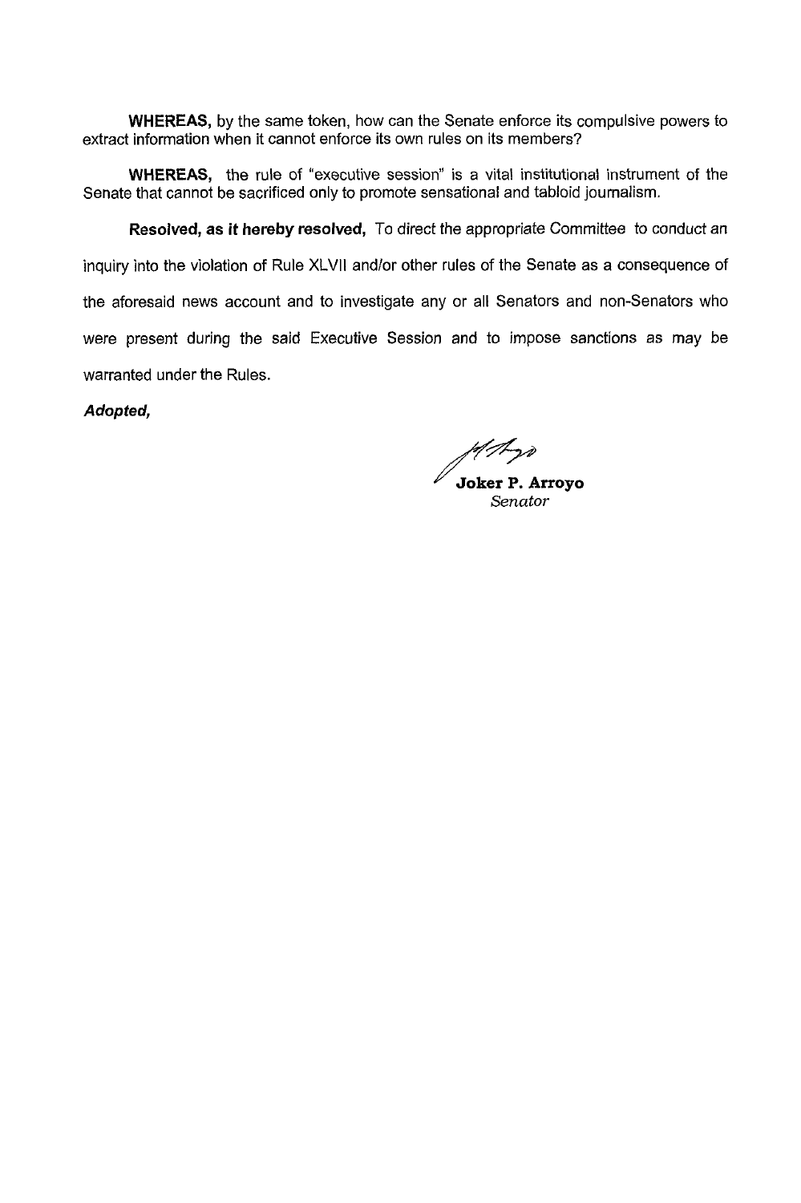**WHEREAS,** by the same token, how can the Senate enforce its compulsive powers to extract information when it cannot enforce its own rules on its members?

**WHEREAS,** the rule of "executive session" is a vital institutional instrument of the Senate that cannot be sacrificed only to promote sensational and tabloid journalism.

**Resolved, as it hereby resolved,** To direct the appropriate Committee to conduct an inquiry into the violation of Rule XLVII and/or other rules of the Senate as a consequence of the aforesaid news account and to investigate any or all Senators and non-Senators who were present during the said Executive Session and to impose sanctions as may be warranted under the Rules.

***Adopted,***

**Joker P. Arroyo**
*Senator*